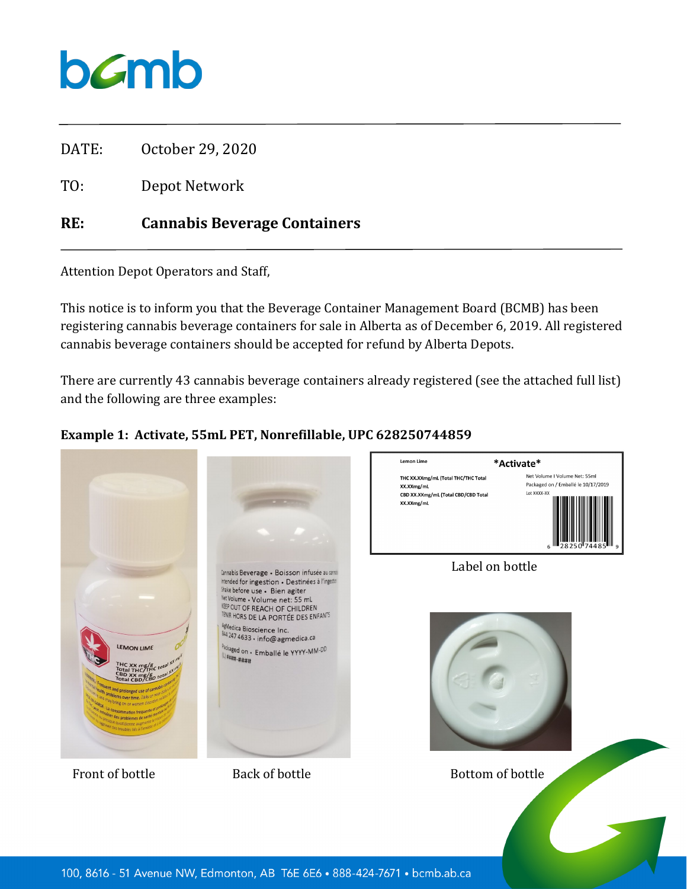bcmb

DATE: October 29, 2020

TO: Depot Network

**RE: Cannabis Beverage Containers**

Attention Depot Operators and Staff,

This notice is to inform you that the Beverage Container Management Board (BCMB) has been registering cannabis beverage containers for sale in Alberta as of December 6, 2019. All registered cannabis beverage containers should be accepted for refund by Alberta Depots.

There are currently 43 cannabis beverage containers already registered (see the attached full list) and the following are three examples:

**Example 1: Activate, 55mL PET, Nonrefillable, UPC 628250744859**

Front of bottle

Back of bottle

Label on bottle

Bottom of bottle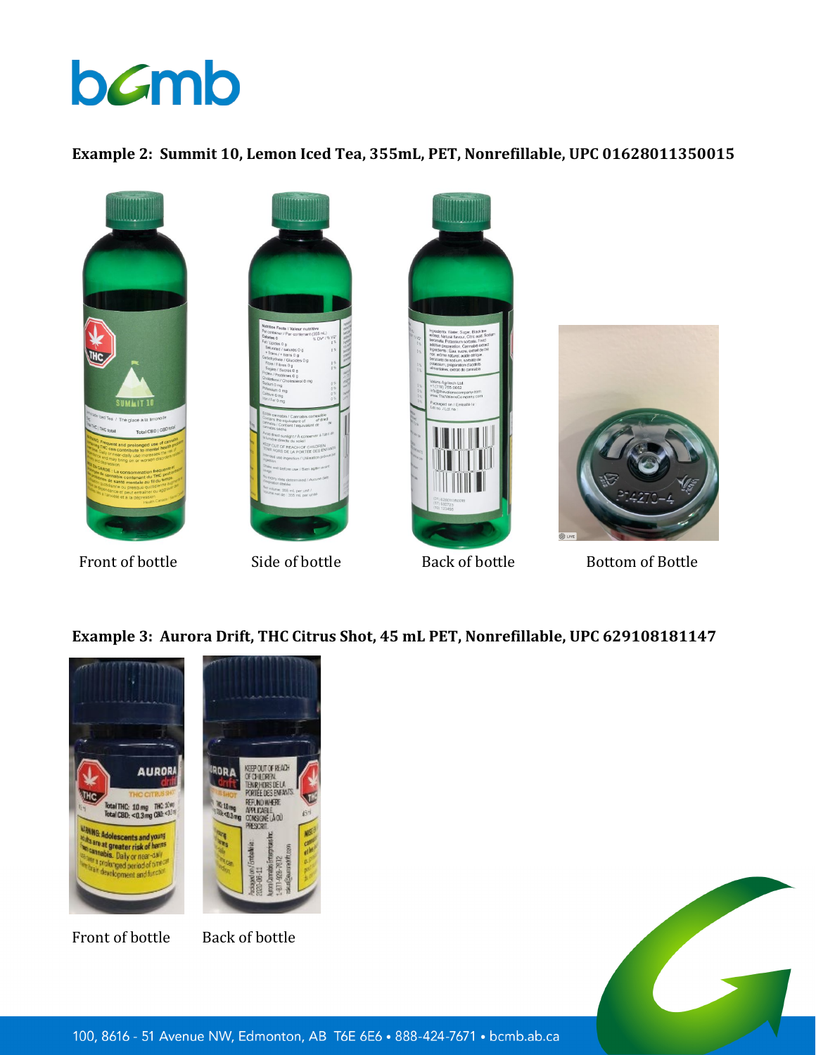**Example 2: Summit 10, Lemon Iced Tea, 355mL, PET, Nonrefillable, UPC 01628011350015**

Front of bottle Side of bottle Back of bottle Bottom of Bottle

**Example 3: Aurora Drift, THC Citrus Shot, 45 mL PET, Nonrefillable, UPC 629108181147**

Front of bottle Back of bottle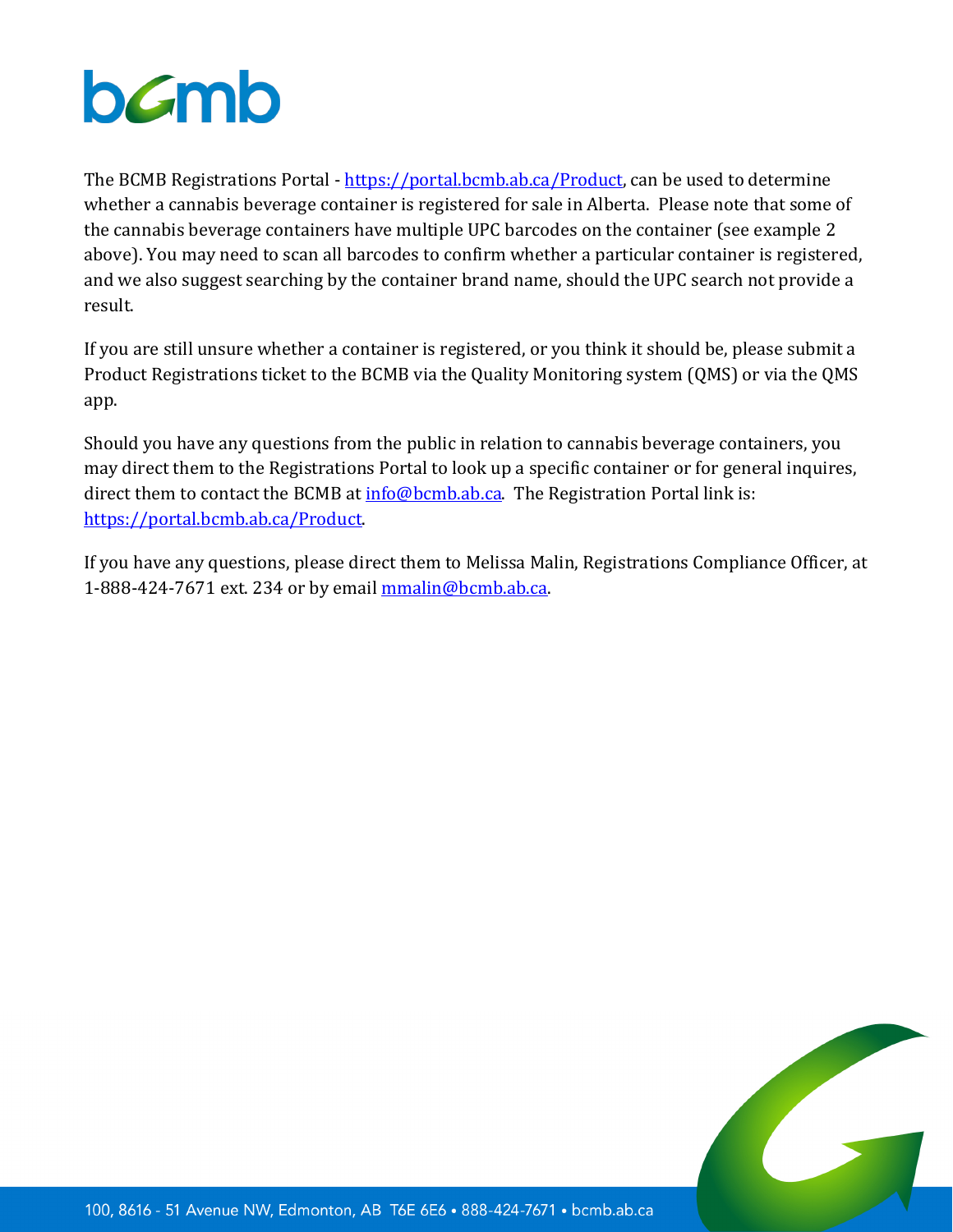The BCMB Registrations Portal - https://portal.bcmb.ab.ca/Product, can be used to determine whether a cannabis beverage container is registered for sale in Alberta. Please note that some of the cannabis beverage containers have multiple UPC barcodes on the container (see example 2 above). You may need to scan all barcodes to confirm whether a particular container is registered, and we also suggest searching by the container brand name, should the UPC search not provide a result.

If you are still unsure whether a container is registered, or you think it should be, please submit a Product Registrations ticket to the BCMB via the Quality Monitoring system (QMS) or via the QMS app.

Should you have any questions from the public in relation to cannabis beverage containers, you may direct them to the Registrations Portal to look up a specific container or for general inquires, direct them to contact the BCMB at info@bcmb.ab.ca. The Registration Portal link is: https://portal.bcmb.ab.ca/Product.

If you have any questions, please direct them to Melissa Malin, Registrations Compliance Officer, at 1-888-424-7671 ext. 234 or by email mmalin@bcmb.ab.ca.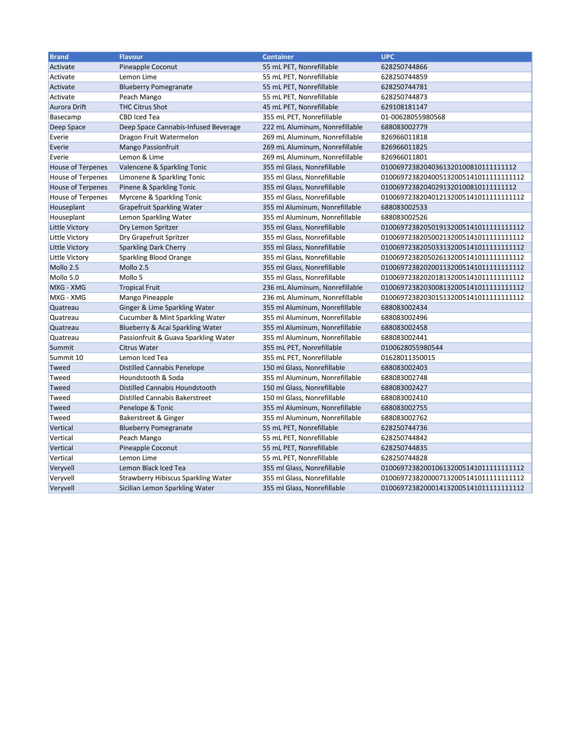| Brand | Flavour | Container | UPC |
|---|---|---|---|
| Activate | Pineapple Coconut | 55 mL PET, Nonrefillable | 628250744866 |
| Activate | Lemon Lime | 55 mL PET, Nonrefillable | 628250744859 |
| Activate | Blueberry Pomegranate | 55 mL PET, Nonrefillable | 628250744781 |
| Activate | Peach Mango | 55 mL PET, Nonrefillable | 628250744873 |
| Aurora Drift | THC Citrus Shot | 45 mL PET, Nonrefillable | 629108181147 |
| Basecamp | CBD Iced Tea | 355 mL PET, Nonrefillable | 01-00628055980568 |
| Deep Space | Deep Space Cannabis-Infused Beverage | 222 mL Aluminum, Nonrefillable | 688083002779 |
| Everie | Dragon Fruit Watermelon | 269 mL Aluminum, Nonrefillable | 826966011818 |
| Everie | Mango Passionfruit | 269 mL Aluminum, Nonrefillable | 826966011825 |
| Everie | Lemon & Lime | 269 mL Aluminum, Nonrefillable | 826966011801 |
| House of Terpenes | Valencene & Sparkling Tonic | 355 ml Glass, Nonrefillable | 0100697238204036132010081011111112 |
| House of Terpenes | Limonene & Sparkling Tonic | 355 ml Glass, Nonrefillable | 010069723820400513200514101111111112 |
| House of Terpenes | Pinene & Sparkling Tonic | 355 ml Glass, Nonrefillable | 0100697238204029132010081011111112 |
| House of Terpenes | Myrcene & Sparkling Tonic | 355 ml Glass, Nonrefillable | 010069723820401213200514101111111112 |
| Houseplant | Grapefruit Sparkling Water | 355 ml Aluminum, Nonrefillable | 688083002533 |
| Houseplant | Lemon Sparkling Water | 355 ml Aluminum, Nonrefillable | 688083002526 |
| Little Victory | Dry Lemon Spritzer | 355 ml Glass, Nonrefillable | 010069723820501913200514101111111112 |
| Little Victory | Dry Grapefruit Spritzer | 355 ml Glass, Nonrefillable | 010069723820500213200514101111111112 |
| Little Victory | Sparkling Dark Cherry | 355 ml Glass, Nonrefillable | 010069723820503313200514101111111112 |
| Little Victory | Sparkling Blood Orange | 355 ml Glass, Nonrefillable | 010069723820502613200514101111111112 |
| Mollo 2.5 | Mollo 2.5 | 355 ml Glass, Nonrefillable | 010069723820200113200514101111111112 |
| Mollo 5.0 | Mollo 5 | 355 ml Glass, Nonrefillable | 010069723820201813200514101111111112 |
| MXG - XMG | Tropical Fruit | 236 mL Aluminum, Nonrefillable | 010069723820300813200514101111111112 |
| MXG - XMG | Mango Pineapple | 236 mL Aluminum, Nonrefillable | 010069723820301513200514101111111112 |
| Quatreau | Ginger & Lime Sparkling Water | 355 ml Aluminum, Nonrefillable | 688083002434 |
| Quatreau | Cucumber & Mint Sparkling Water | 355 ml Aluminum, Nonrefillable | 688083002496 |
| Quatreau | Blueberry & Acai Sparkling Water | 355 ml Aluminum, Nonrefillable | 688083002458 |
| Quatreau | Passionfruit & Guava Sparkling Water | 355 ml Aluminum, Nonrefillable | 688083002441 |
| Summit | Citrus Water | 355 mL PET, Nonrefillable | 0100628055980544 |
| Summit 10 | Lemon Iced Tea | 355 mL PET, Nonrefillable | 01628011350015 |
| Tweed | Distilled Cannabis Penelope | 150 ml Glass, Nonrefillable | 688083002403 |
| Tweed | Houndstooth & Soda | 355 ml Aluminum, Nonrefillable | 688083002748 |
| Tweed | Distilled Cannabis Houndstooth | 150 ml Glass, Nonrefillable | 688083002427 |
| Tweed | Distilled Cannabis Bakerstreet | 150 ml Glass, Nonrefillable | 688083002410 |
| Tweed | Penelope & Tonic | 355 ml Aluminum, Nonrefillable | 688083002755 |
| Tweed | Bakerstreet & Ginger | 355 ml Aluminum, Nonrefillable | 688083002762 |
| Vertical | Blueberry Pomegranate | 55 mL PET, Nonrefillable | 628250744736 |
| Vertical | Peach Mango | 55 mL PET, Nonrefillable | 628250744842 |
| Vertical | Pineapple Coconut | 55 mL PET, Nonrefillable | 628250744835 |
| Vertical | Lemon Lime | 55 mL PET, Nonrefillable | 628250744828 |
| Veryvell | Lemon Black Iced Tea | 355 ml Glass, Nonrefillable | 010069723820010613200514101111111112 |
| Veryvell | Strawberry Hibiscus Sparkling Water | 355 ml Glass, Nonrefillable | 010069723820000713200514101111111112 |
| Veryvell | Sicilian Lemon Sparkling Water | 355 ml Glass, Nonrefillable | 010069723820001413200514101111111112 |